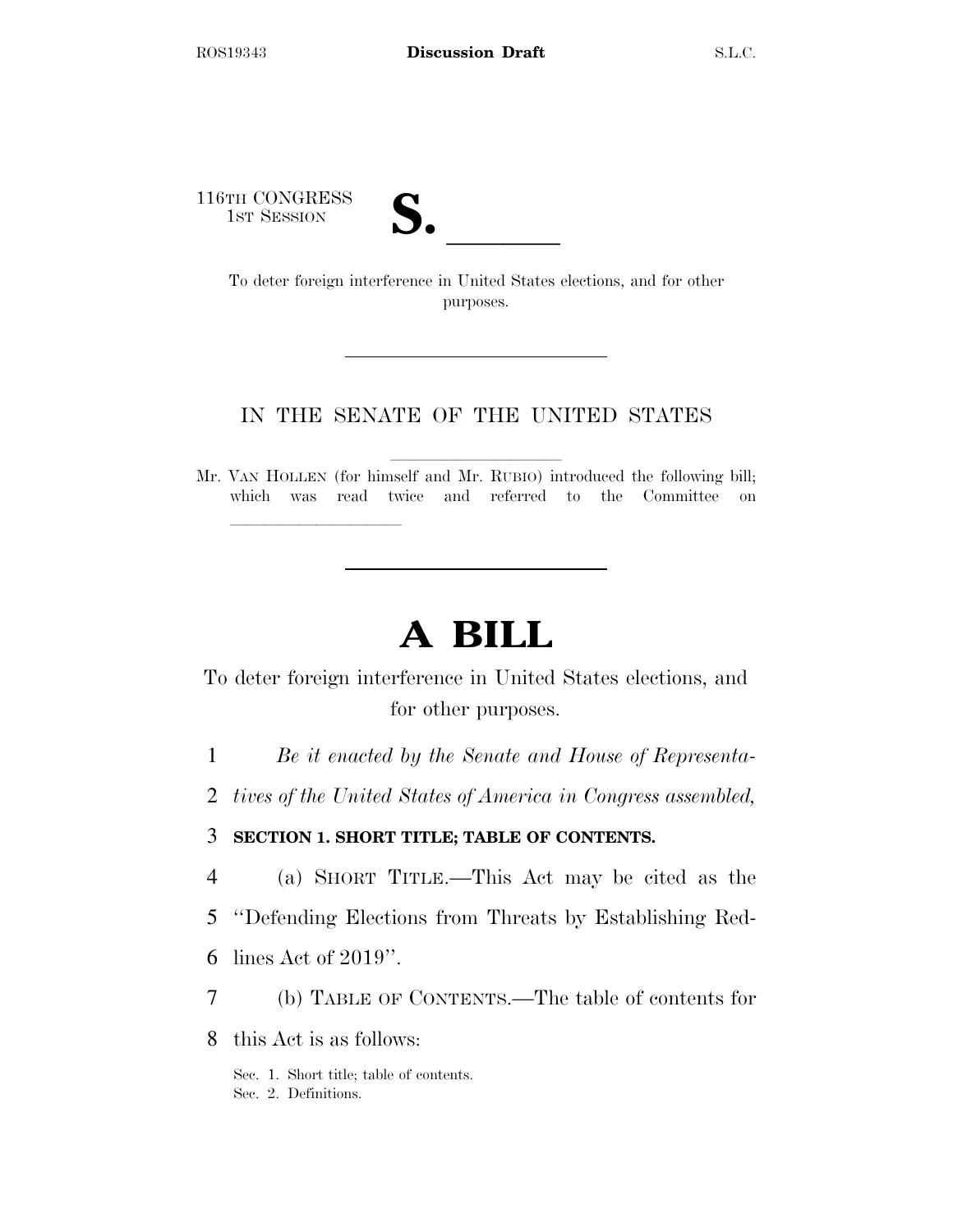116TH CONGRESS
1ST SESSION

# S. \_\_\_\_\_\_

To deter foreign interference in United States elections, and for other purposes.

---

IN THE SENATE OF THE UNITED STATES

Mr. VAN HOLLEN (for himself and Mr. RUBIO) introduced the following bill; which was read twice and referred to the Committee on \_\_\_\_\_\_\_\_\_\_\_\_\_\_\_\_

---

# A BILL

To deter foreign interference in United States elections, and for other purposes.

1 *Be it enacted by the Senate and House of Representa-*
2 *tives of the United States of America in Congress assembled,*

3 **SECTION 1. SHORT TITLE; TABLE OF CONTENTS.**

4 (a) SHORT TITLE.—This Act may be cited as the
5 ''Defending Elections from Threats by Establishing Red-
6 lines Act of 2019''.
7 (b) TABLE OF CONTENTS.—The table of contents for
8 this Act is as follows:

Sec. 1. Short title; table of contents.
Sec. 2. Definitions.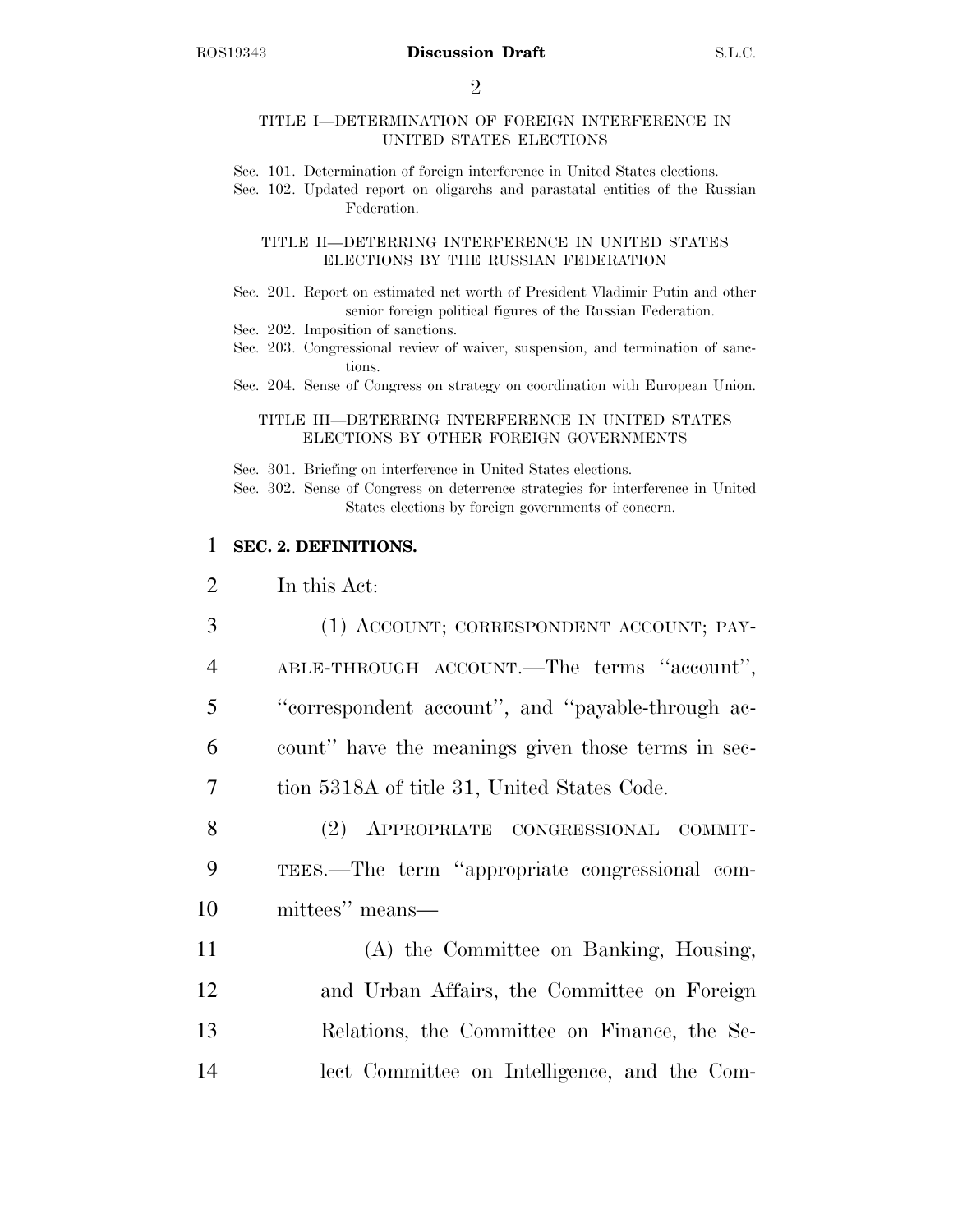TITLE I—DETERMINATION OF FOREIGN INTERFERENCE IN UNITED STATES ELECTIONS

Sec. 101. Determination of foreign interference in United States elections.
Sec. 102. Updated report on oligarchs and parastatal entities of the Russian Federation.

TITLE II—DETERRING INTERFERENCE IN UNITED STATES ELECTIONS BY THE RUSSIAN FEDERATION

Sec. 201. Report on estimated net worth of President Vladimir Putin and other senior foreign political figures of the Russian Federation.
Sec. 202. Imposition of sanctions.
Sec. 203. Congressional review of waiver, suspension, and termination of sanctions.
Sec. 204. Sense of Congress on strategy on coordination with European Union.

TITLE III—DETERRING INTERFERENCE IN UNITED STATES ELECTIONS BY OTHER FOREIGN GOVERNMENTS

Sec. 301. Briefing on interference in United States elections.
Sec. 302. Sense of Congress on deterrence strategies for interference in United States elections by foreign governments of concern.

1 **SEC. 2. DEFINITIONS.**

2 In this Act:

3 (1) ACCOUNT; CORRESPONDENT ACCOUNT; PAY-
4 ABLE-THROUGH ACCOUNT.—The terms ''account'',
5 ''correspondent account'', and ''payable-through ac-
6 count'' have the meanings given those terms in sec-
7 tion 5318A of title 31, United States Code.

8 (2) APPROPRIATE CONGRESSIONAL COMMIT-
9 TEES.—The term ''appropriate congressional com-
10 mittees'' means—

11 (A) the Committee on Banking, Housing,
12 and Urban Affairs, the Committee on Foreign
13 Relations, the Committee on Finance, the Se-
14 lect Committee on Intelligence, and the Com-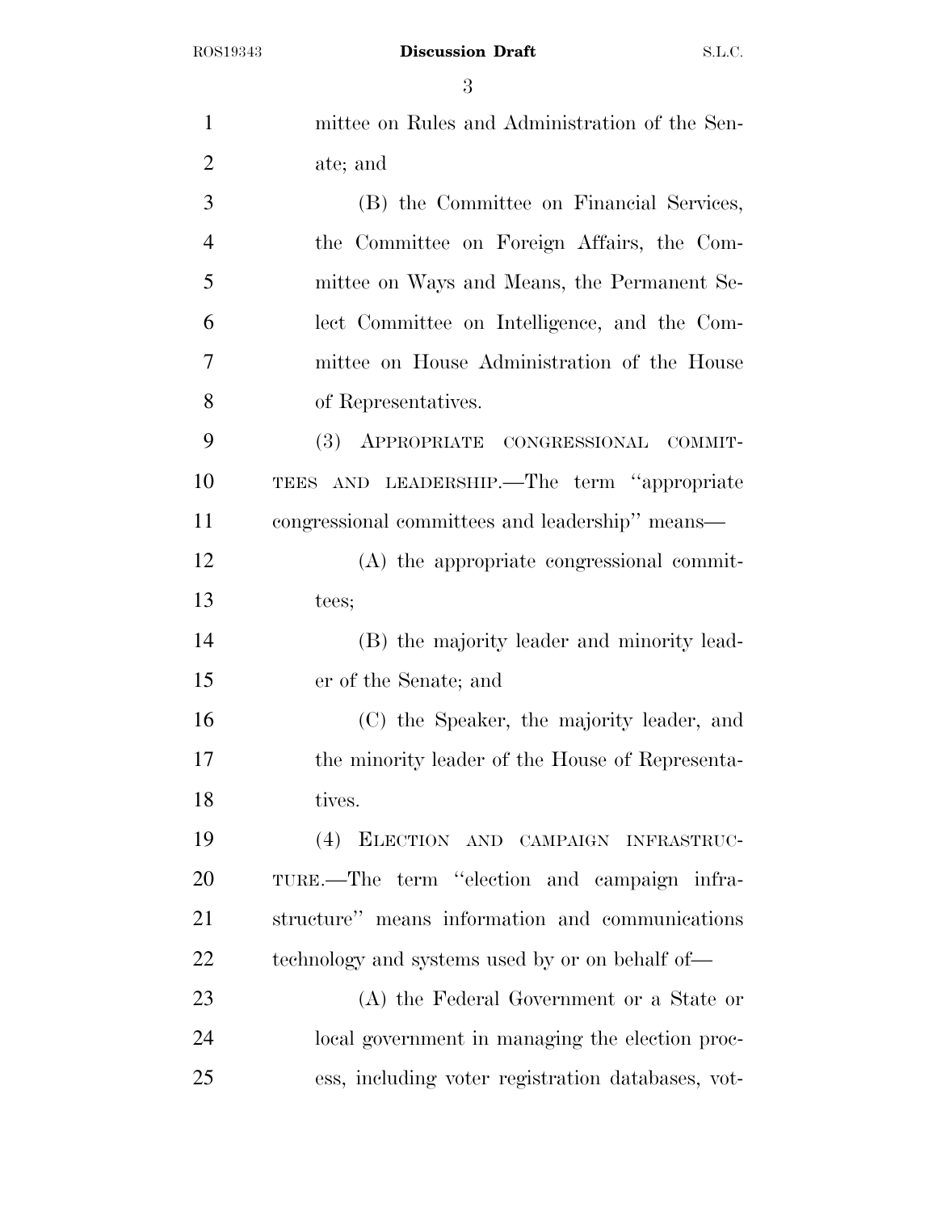mittee on Rules and Administration of the Senate; and

(B) the Committee on Financial Services, the Committee on Foreign Affairs, the Committee on Ways and Means, the Permanent Select Committee on Intelligence, and the Committee on House Administration of the House of Representatives.

(3) APPROPRIATE CONGRESSIONAL COMMITTEES AND LEADERSHIP.—The term "appropriate congressional committees and leadership" means—

(A) the appropriate congressional committees;

(B) the majority leader and minority leader of the Senate; and

(C) the Speaker, the majority leader, and the minority leader of the House of Representatives.

(4) ELECTION AND CAMPAIGN INFRASTRUCTURE.—The term "election and campaign infrastructure" means information and communications technology and systems used by or on behalf of—

(A) the Federal Government or a State or local government in managing the election process, including voter registration databases, vot-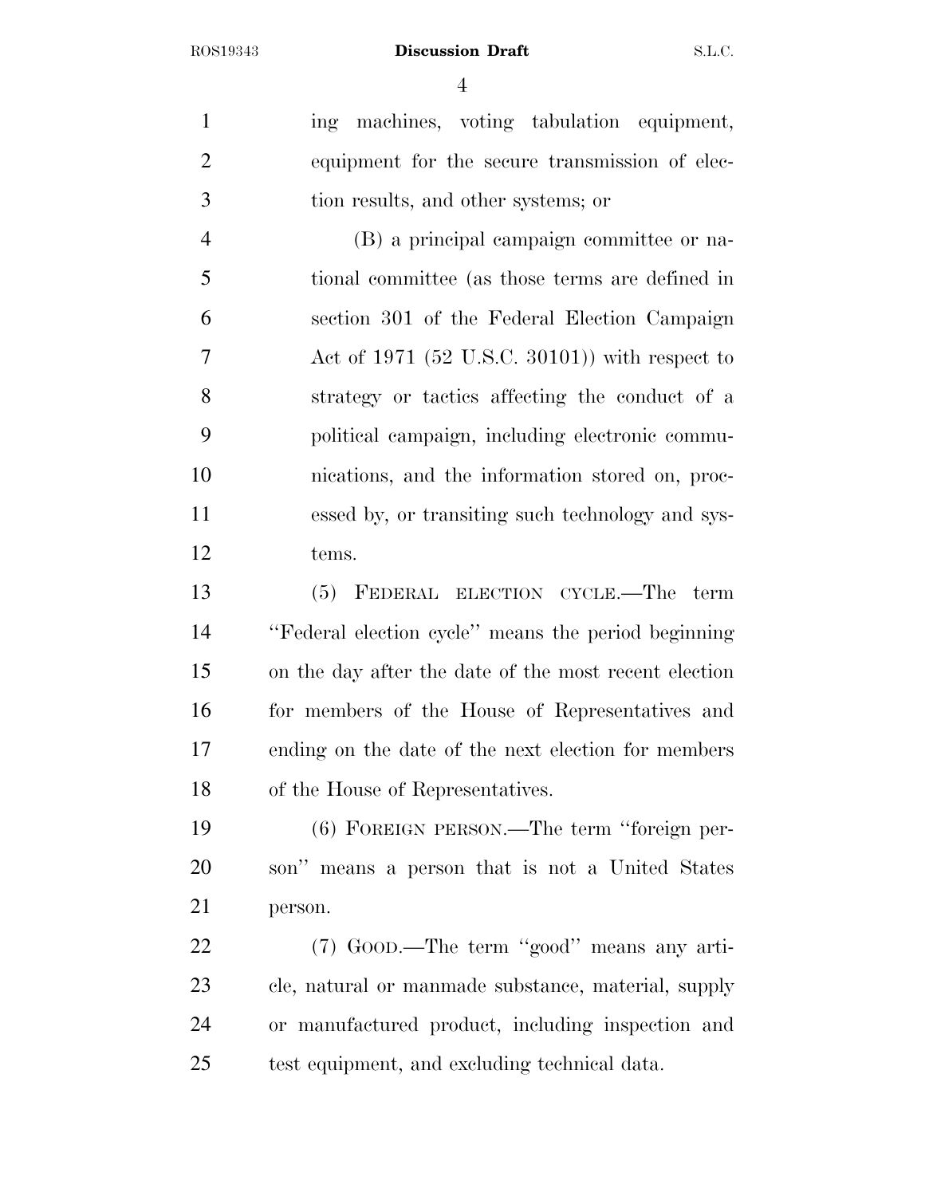ing machines, voting tabulation equipment, equipment for the secure transmission of election results, and other systems; or

(B) a principal campaign committee or national committee (as those terms are defined in section 301 of the Federal Election Campaign Act of 1971 (52 U.S.C. 30101)) with respect to strategy or tactics affecting the conduct of a political campaign, including electronic communications, and the information stored on, processed by, or transiting such technology and systems.

(5) FEDERAL ELECTION CYCLE.—The term ''Federal election cycle'' means the period beginning on the day after the date of the most recent election for members of the House of Representatives and ending on the date of the next election for members of the House of Representatives.

(6) FOREIGN PERSON.—The term ''foreign person'' means a person that is not a United States person.

(7) GOOD.—The term ''good'' means any article, natural or manmade substance, material, supply or manufactured product, including inspection and test equipment, and excluding technical data.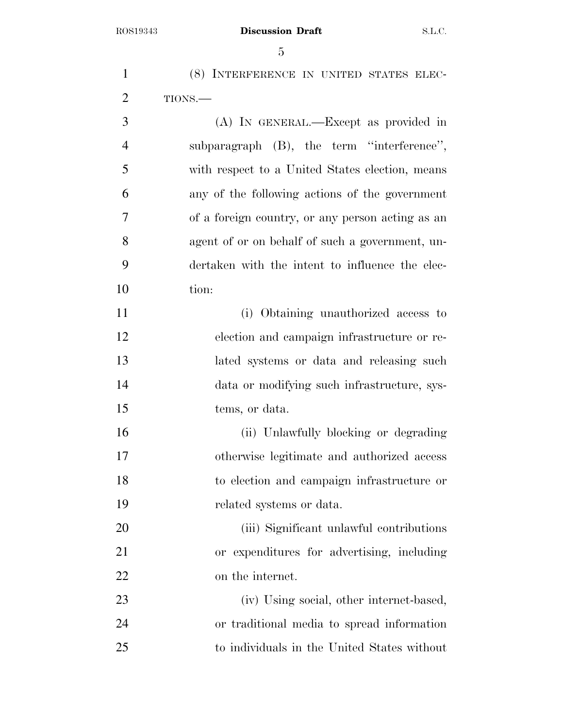(8) INTERFERENCE IN UNITED STATES ELECTIONS.—

(A) IN GENERAL.—Except as provided in subparagraph (B), the term ''interference'', with respect to a United States election, means any of the following actions of the government of a foreign country, or any person acting as an agent of or on behalf of such a government, undertaken with the intent to influence the election:

(i) Obtaining unauthorized access to election and campaign infrastructure or related systems or data and releasing such data or modifying such infrastructure, systems, or data.

(ii) Unlawfully blocking or degrading otherwise legitimate and authorized access to election and campaign infrastructure or related systems or data.

(iii) Significant unlawful contributions or expenditures for advertising, including on the internet.

(iv) Using social, other internet-based, or traditional media to spread information to individuals in the United States without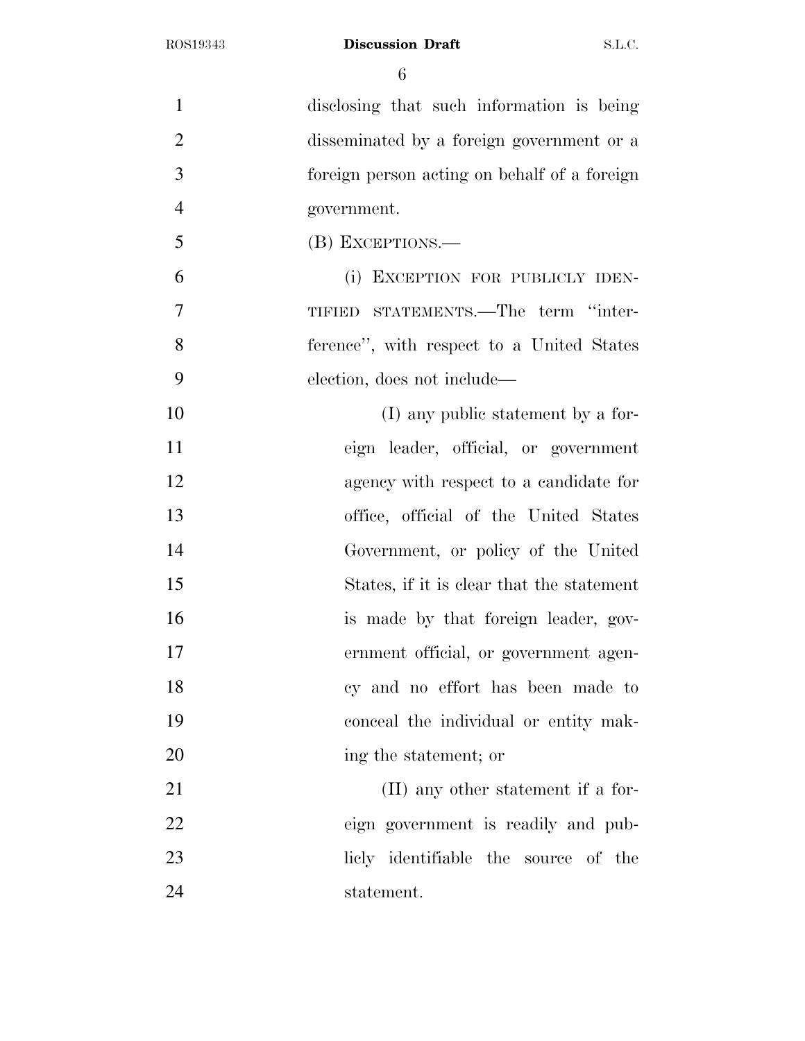disclosing that such information is being disseminated by a foreign government or a foreign person acting on behalf of a foreign government.

(B) EXCEPTIONS.—

(i) EXCEPTION FOR PUBLICLY IDENTIFIED STATEMENTS.—The term "interference", with respect to a United States election, does not include—

(I) any public statement by a foreign leader, official, or government agency with respect to a candidate for office, official of the United States Government, or policy of the United States, if it is clear that the statement is made by that foreign leader, government official, or government agency and no effort has been made to conceal the individual or entity making the statement; or

(II) any other statement if a foreign government is readily and publicly identifiable the source of the statement.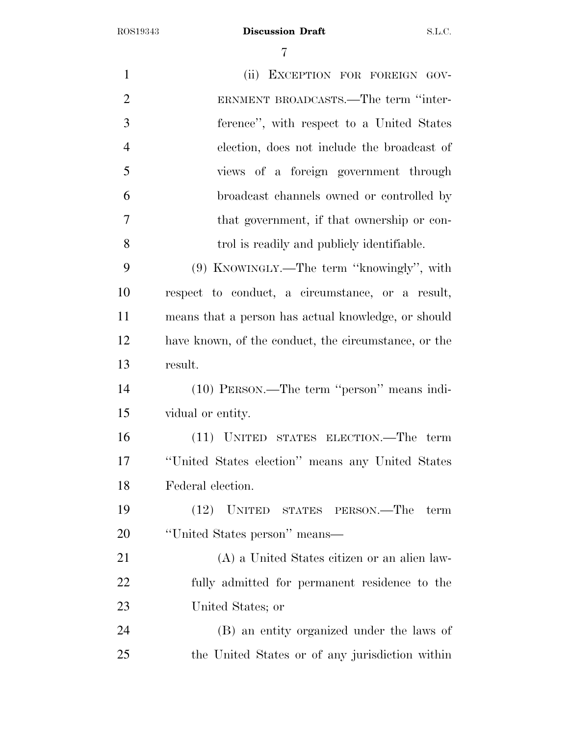(ii) EXCEPTION FOR FOREIGN GOVERNMENT BROADCASTS.—The term ''interference'', with respect to a United States election, does not include the broadcast of views of a foreign government through broadcast channels owned or controlled by that government, if that ownership or control is readily and publicly identifiable.

(9) KNOWINGLY.—The term ''knowingly'', with respect to conduct, a circumstance, or a result, means that a person has actual knowledge, or should have known, of the conduct, the circumstance, or the result.

(10) PERSON.—The term ''person'' means individual or entity.

(11) UNITED STATES ELECTION.—The term ''United States election'' means any United States Federal election.

(12) UNITED STATES PERSON.—The term ''United States person'' means—

(A) a United States citizen or an alien lawfully admitted for permanent residence to the United States; or

(B) an entity organized under the laws of the United States or of any jurisdiction within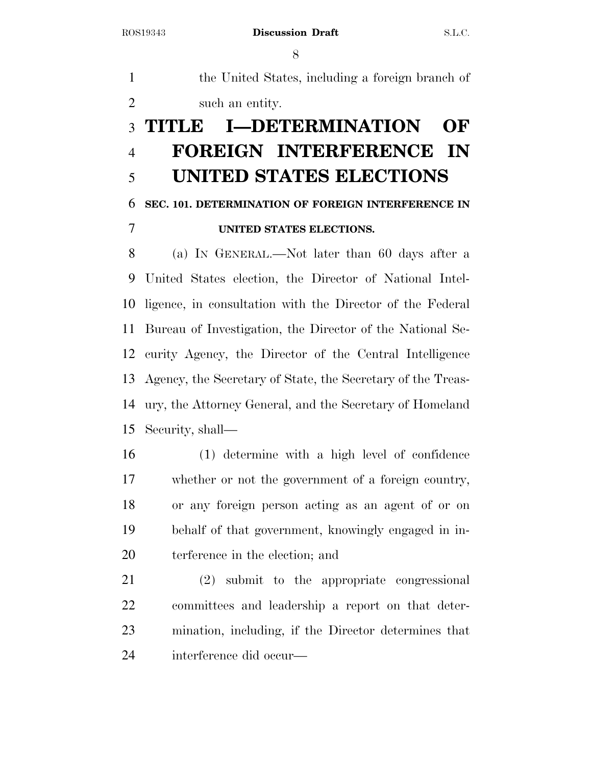the United States, including a foreign branch of such an entity.

# TITLE I—DETERMINATION OF FOREIGN INTERFERENCE IN UNITED STATES ELECTIONS

## SEC. 101. DETERMINATION OF FOREIGN INTERFERENCE IN UNITED STATES ELECTIONS.

(a) IN GENERAL.—Not later than 60 days after a United States election, the Director of National Intelligence, in consultation with the Director of the Federal Bureau of Investigation, the Director of the National Security Agency, the Director of the Central Intelligence Agency, the Secretary of State, the Secretary of the Treasury, the Attorney General, and the Secretary of Homeland Security, shall—

(1) determine with a high level of confidence whether or not the government of a foreign country, or any foreign person acting as an agent of or on behalf of that government, knowingly engaged in interference in the election; and

(2) submit to the appropriate congressional committees and leadership a report on that determination, including, if the Director determines that interference did occur—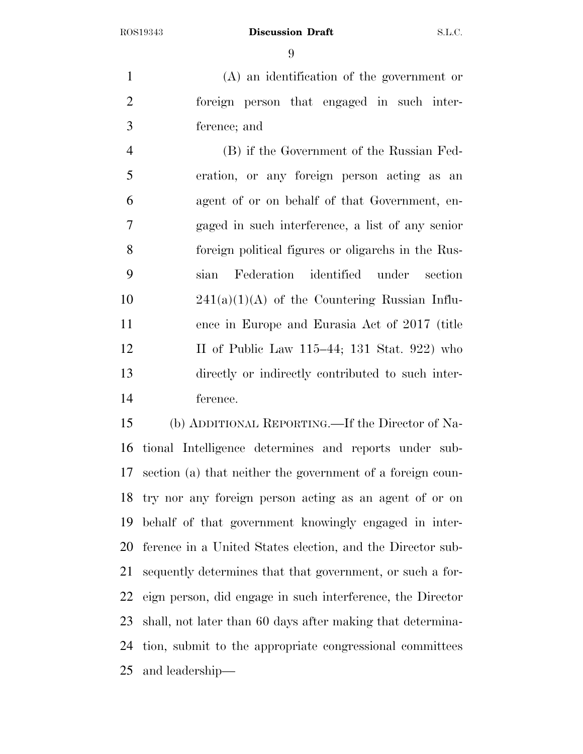(A) an identification of the government or foreign person that engaged in such interference; and

(B) if the Government of the Russian Federation, or any foreign person acting as an agent of or on behalf of that Government, engaged in such interference, a list of any senior foreign political figures or oligarchs in the Russian Federation identified under section 241(a)(1)(A) of the Countering Russian Influence in Europe and Eurasia Act of 2017 (title II of Public Law 115–44; 131 Stat. 922) who directly or indirectly contributed to such interference.

(b) ADDITIONAL REPORTING.—If the Director of National Intelligence determines and reports under subsection (a) that neither the government of a foreign country nor any foreign person acting as an agent of or on behalf of that government knowingly engaged in interference in a United States election, and the Director subsequently determines that that government, or such a foreign person, did engage in such interference, the Director shall, not later than 60 days after making that determination, submit to the appropriate congressional committees and leadership—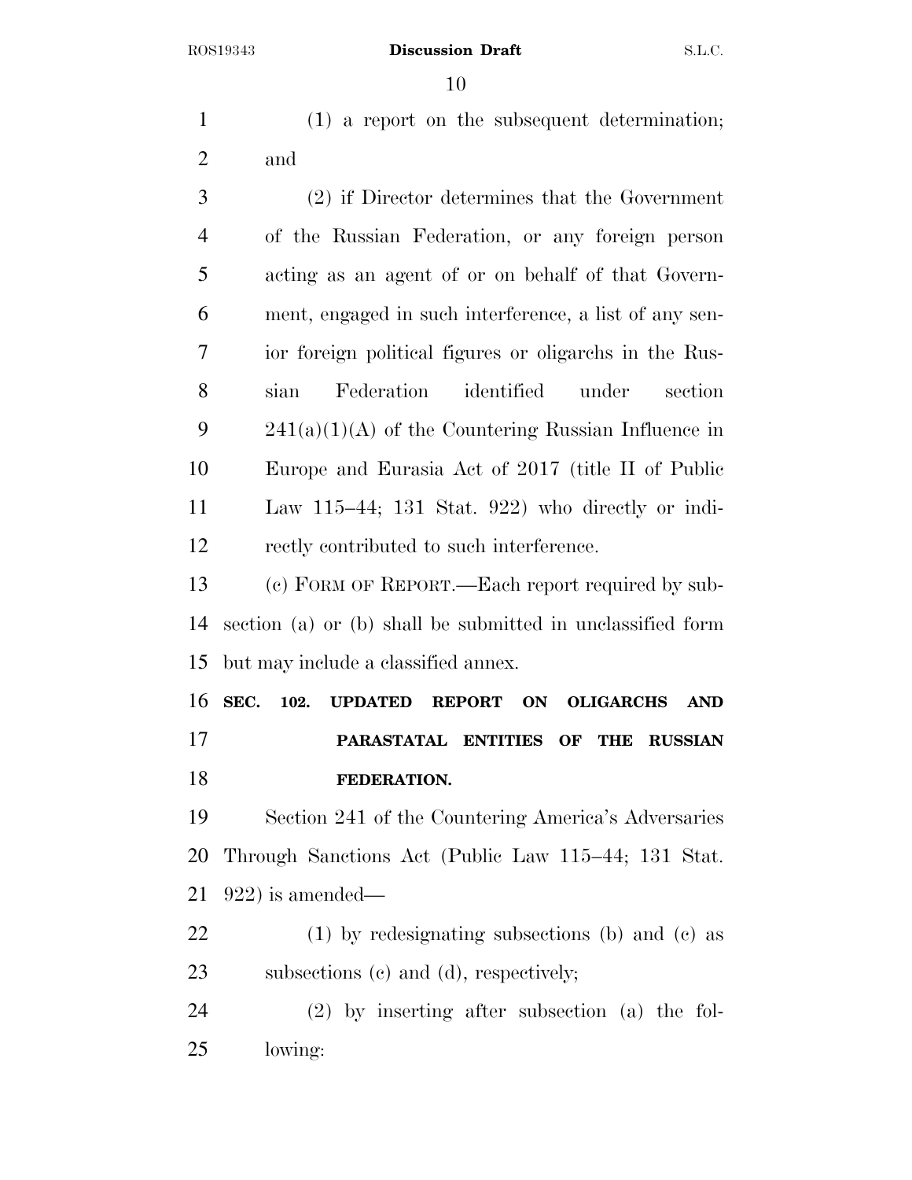(1) a report on the subsequent determination; and

(2) if Director determines that the Government of the Russian Federation, or any foreign person acting as an agent of or on behalf of that Government, engaged in such interference, a list of any senior foreign political figures or oligarchs in the Russian Federation identified under section 241(a)(1)(A) of the Countering Russian Influence in Europe and Eurasia Act of 2017 (title II of Public Law 115–44; 131 Stat. 922) who directly or indirectly contributed to such interference.

(c) FORM OF REPORT.—Each report required by subsection (a) or (b) shall be submitted in unclassified form but may include a classified annex.

**SEC. 102. UPDATED REPORT ON OLIGARCHS AND PARASTATAL ENTITIES OF THE RUSSIAN FEDERATION.**

Section 241 of the Countering America's Adversaries Through Sanctions Act (Public Law 115–44; 131 Stat. 922) is amended—

(1) by redesignating subsections (b) and (c) as subsections (c) and (d), respectively;

(2) by inserting after subsection (a) the following: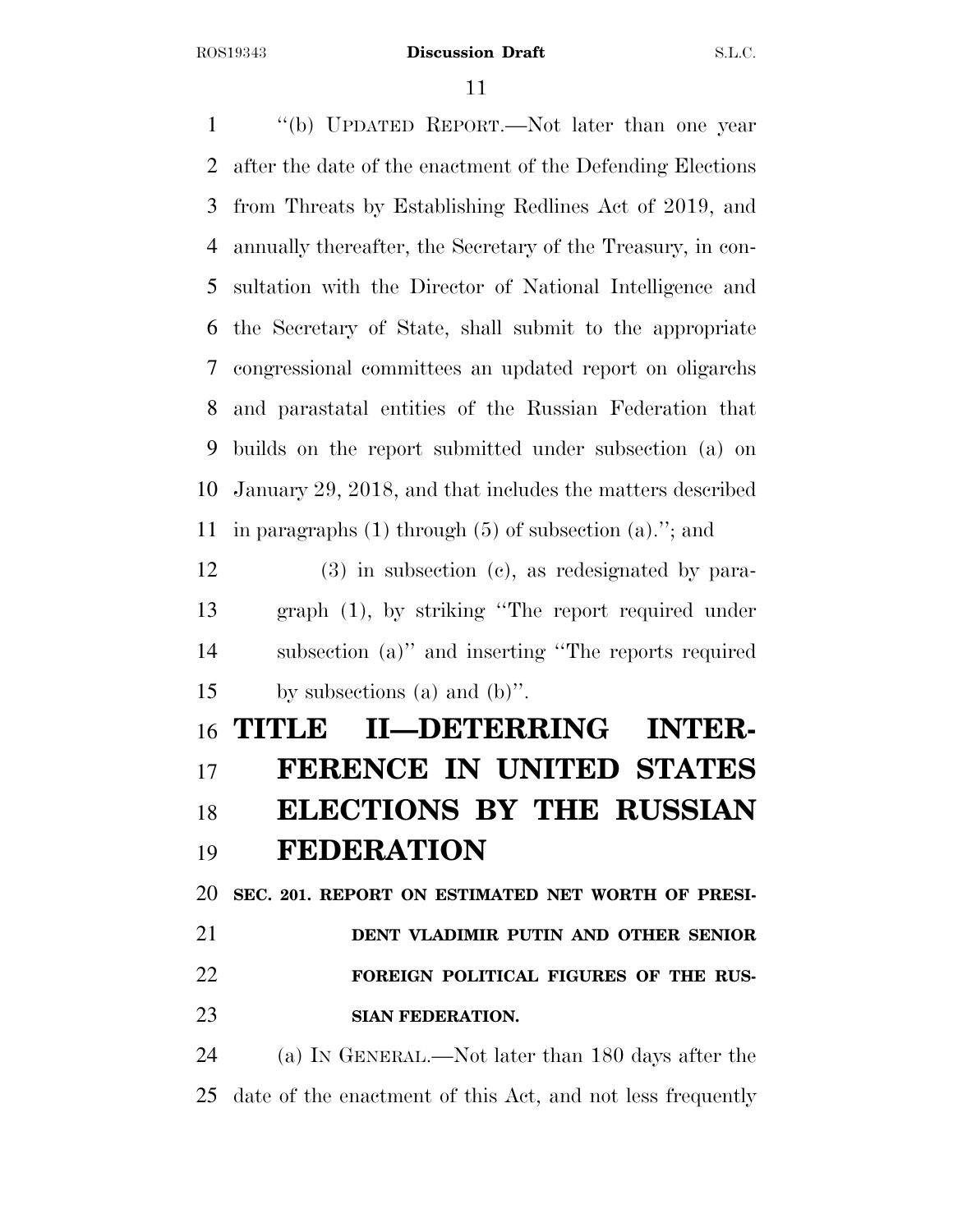"(b) UPDATED REPORT.—Not later than one year after the date of the enactment of the Defending Elections from Threats by Establishing Redlines Act of 2019, and annually thereafter, the Secretary of the Treasury, in consultation with the Director of National Intelligence and the Secretary of State, shall submit to the appropriate congressional committees an updated report on oligarchs and parastatal entities of the Russian Federation that builds on the report submitted under subsection (a) on January 29, 2018, and that includes the matters described in paragraphs (1) through (5) of subsection (a)."; and

(3) in subsection (c), as redesignated by paragraph (1), by striking "The report required under subsection (a)" and inserting "The reports required by subsections (a) and (b)".

# TITLE II—DETERRING INTERFERENCE IN UNITED STATES ELECTIONS BY THE RUSSIAN FEDERATION

## SEC. 201. REPORT ON ESTIMATED NET WORTH OF PRESIDENT VLADIMIR PUTIN AND OTHER SENIOR FOREIGN POLITICAL FIGURES OF THE RUSSIAN FEDERATION.

(a) IN GENERAL.—Not later than 180 days after the date of the enactment of this Act, and not less frequently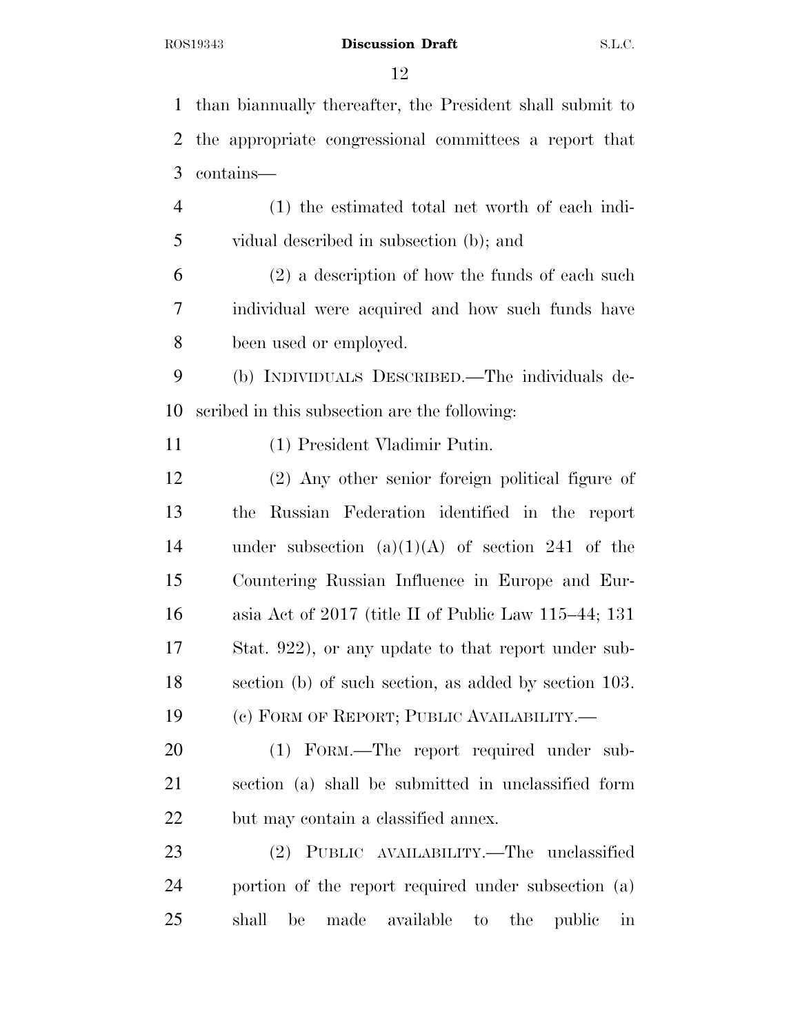than biannually thereafter, the President shall submit to the appropriate congressional committees a report that contains—

(1) the estimated total net worth of each individual described in subsection (b); and

(2) a description of how the funds of each such individual were acquired and how such funds have been used or employed.

(b) INDIVIDUALS DESCRIBED.—The individuals described in this subsection are the following:

(1) President Vladimir Putin.

(2) Any other senior foreign political figure of the Russian Federation identified in the report under subsection (a)(1)(A) of section 241 of the Countering Russian Influence in Europe and Eurasia Act of 2017 (title II of Public Law 115–44; 131 Stat. 922), or any update to that report under subsection (b) of such section, as added by section 103.

(c) FORM OF REPORT; PUBLIC AVAILABILITY.—

(1) FORM.—The report required under subsection (a) shall be submitted in unclassified form but may contain a classified annex.

(2) PUBLIC AVAILABILITY.—The unclassified portion of the report required under subsection (a) shall be made available to the public in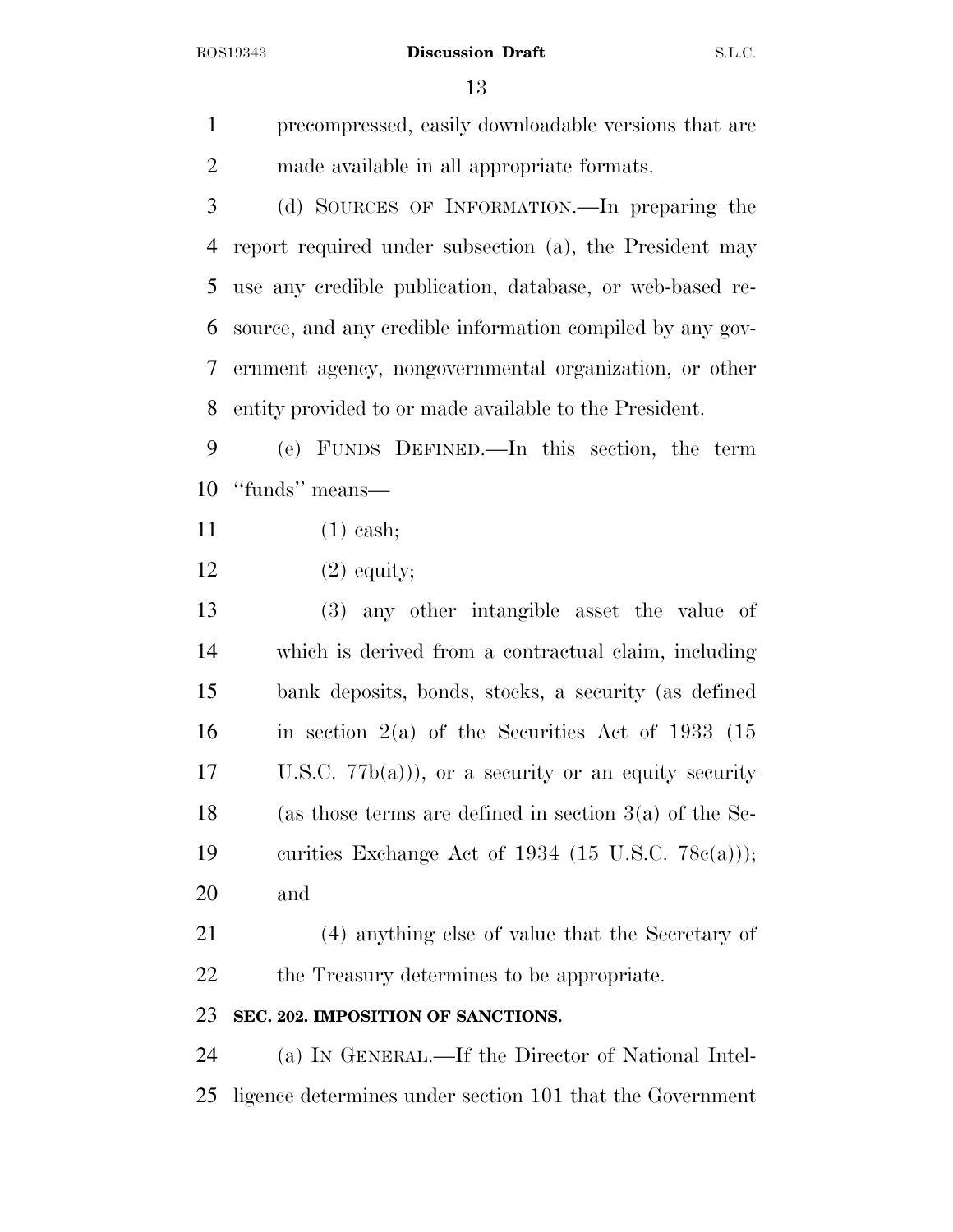precompressed, easily downloadable versions that are made available in all appropriate formats.

(d) SOURCES OF INFORMATION.—In preparing the report required under subsection (a), the President may use any credible publication, database, or web-based resource, and any credible information compiled by any government agency, nongovernmental organization, or other entity provided to or made available to the President.

(e) FUNDS DEFINED.—In this section, the term "funds" means—

(1) cash;

(2) equity;

(3) any other intangible asset the value of which is derived from a contractual claim, including bank deposits, bonds, stocks, a security (as defined in section 2(a) of the Securities Act of 1933 (15 U.S.C. 77b(a))), or a security or an equity security (as those terms are defined in section 3(a) of the Securities Exchange Act of 1934 (15 U.S.C. 78c(a))); and

(4) anything else of value that the Secretary of the Treasury determines to be appropriate.

**SEC. 202. IMPOSITION OF SANCTIONS.**

(a) IN GENERAL.—If the Director of National Intelligence determines under section 101 that the Government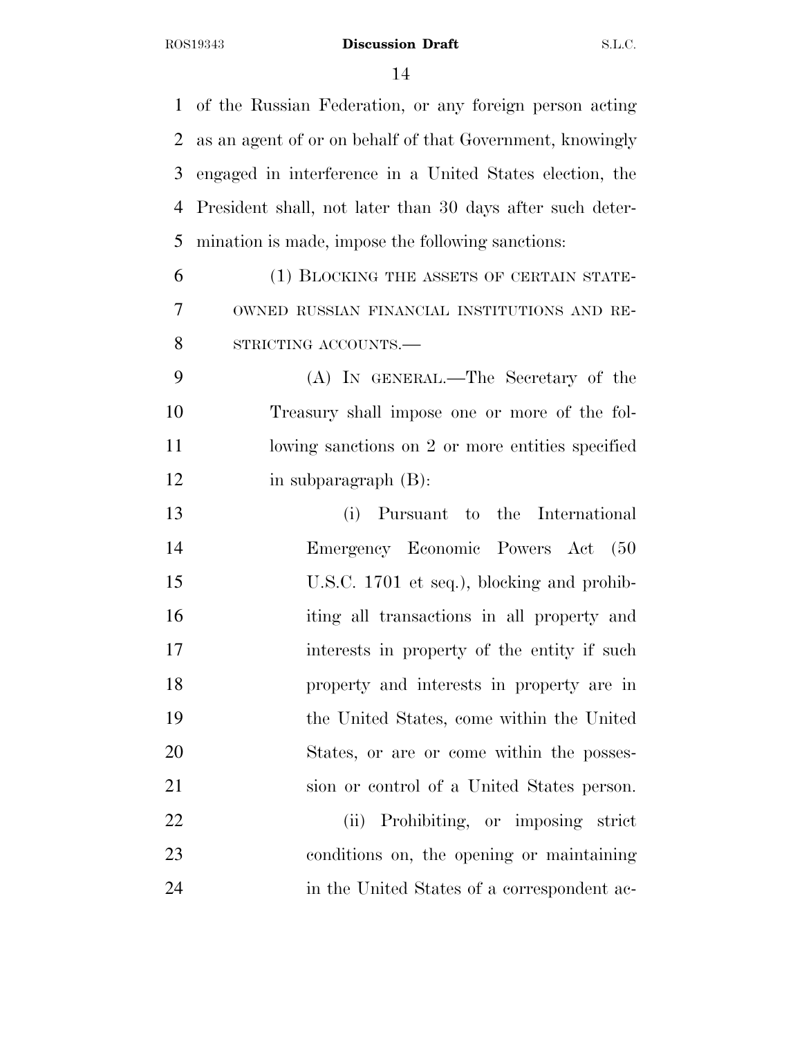of the Russian Federation, or any foreign person acting as an agent of or on behalf of that Government, knowingly engaged in interference in a United States election, the President shall, not later than 30 days after such determination is made, impose the following sanctions:

(1) BLOCKING THE ASSETS OF CERTAIN STATE-OWNED RUSSIAN FINANCIAL INSTITUTIONS AND RESTRICTING ACCOUNTS.—

(A) IN GENERAL.—The Secretary of the Treasury shall impose one or more of the following sanctions on 2 or more entities specified in subparagraph (B):

(i) Pursuant to the International Emergency Economic Powers Act (50 U.S.C. 1701 et seq.), blocking and prohibiting all transactions in all property and interests in property of the entity if such property and interests in property are in the United States, come within the United States, or are or come within the possession or control of a United States person.

(ii) Prohibiting, or imposing strict conditions on, the opening or maintaining in the United States of a correspondent ac-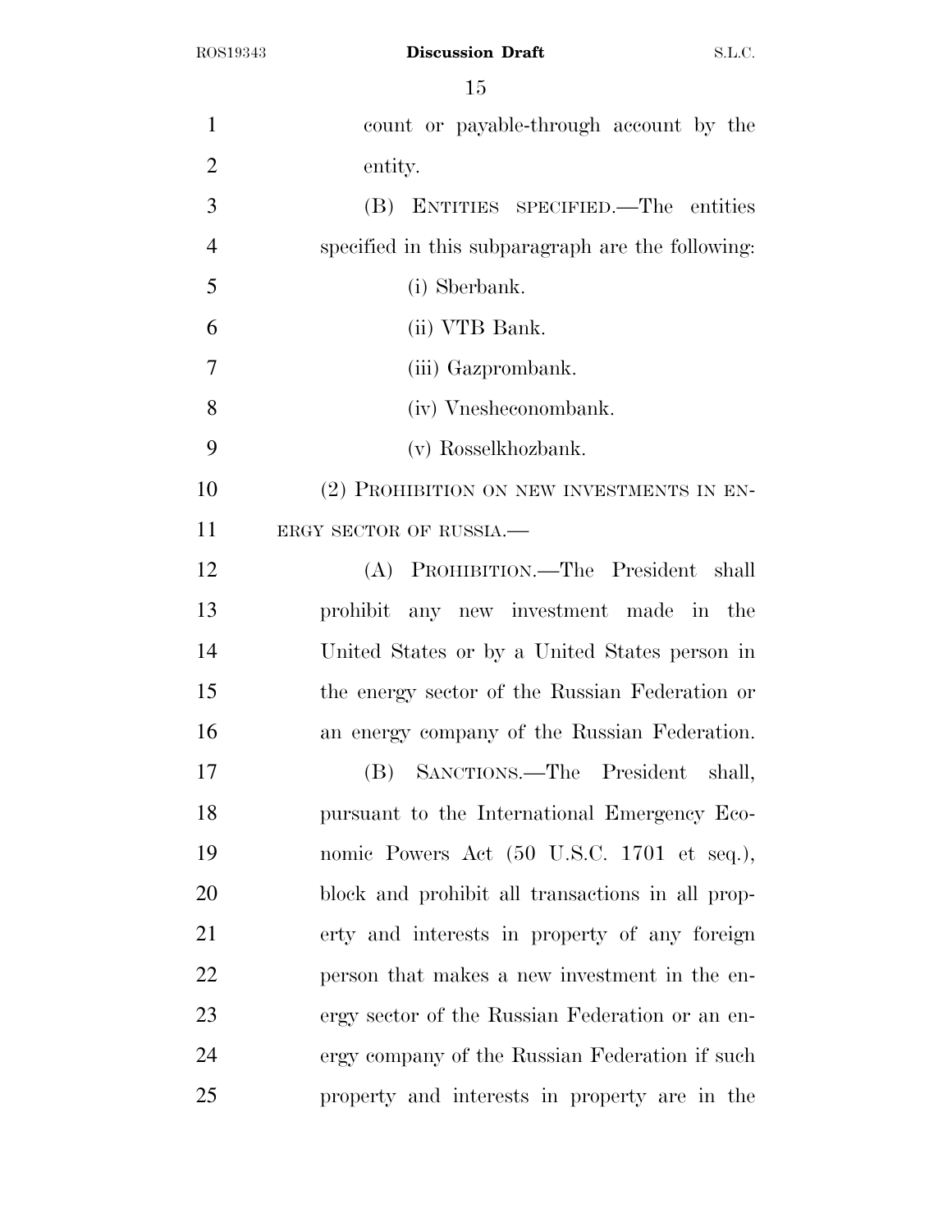count or payable-through account by the entity.

(B) ENTITIES SPECIFIED.—The entities specified in this subparagraph are the following:

(i) Sberbank.

(ii) VTB Bank.

(iii) Gazprombank.

(iv) Vnesheconombank.

(v) Rosselkhozbank.

(2) PROHIBITION ON NEW INVESTMENTS IN ENERGY SECTOR OF RUSSIA.—

(A) PROHIBITION.—The President shall prohibit any new investment made in the United States or by a United States person in the energy sector of the Russian Federation or an energy company of the Russian Federation.

(B) SANCTIONS.—The President shall, pursuant to the International Emergency Economic Powers Act (50 U.S.C. 1701 et seq.), block and prohibit all transactions in all property and interests in property of any foreign person that makes a new investment in the energy sector of the Russian Federation or an energy company of the Russian Federation if such property and interests in property are in the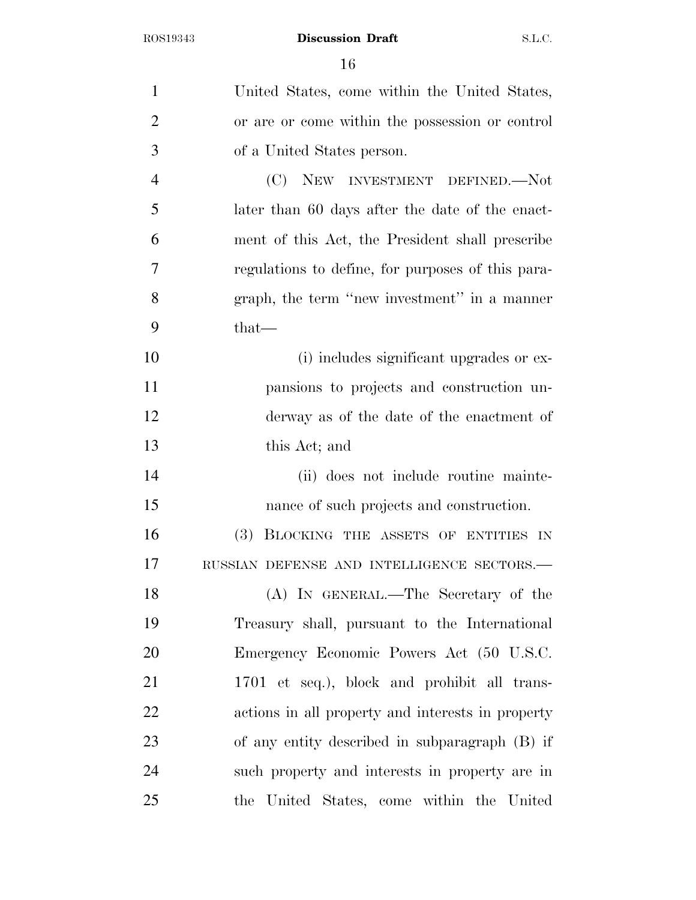United States, come within the United States, or are or come within the possession or control of a United States person.

(C) NEW INVESTMENT DEFINED.—Not later than 60 days after the date of the enactment of this Act, the President shall prescribe regulations to define, for purposes of this paragraph, the term ''new investment'' in a manner that—

(i) includes significant upgrades or expansions to projects and construction underway as of the date of the enactment of this Act; and

(ii) does not include routine maintenance of such projects and construction.

(3) BLOCKING THE ASSETS OF ENTITIES IN RUSSIAN DEFENSE AND INTELLIGENCE SECTORS.—

(A) IN GENERAL.—The Secretary of the Treasury shall, pursuant to the International Emergency Economic Powers Act (50 U.S.C. 1701 et seq.), block and prohibit all transactions in all property and interests in property of any entity described in subparagraph (B) if such property and interests in property are in the United States, come within the United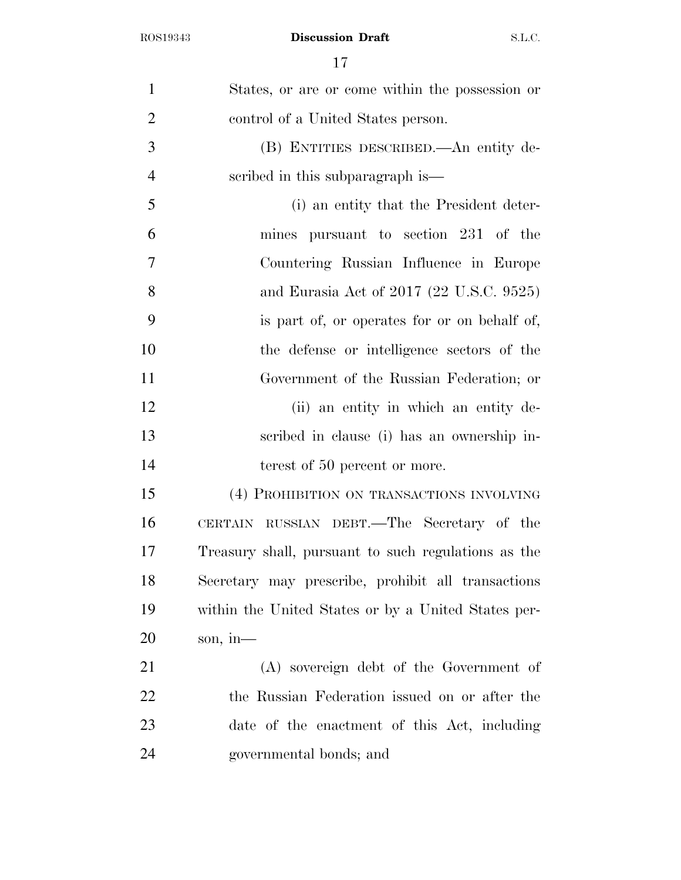States, or are or come within the possession or control of a United States person.

(B) ENTITIES DESCRIBED.—An entity described in this subparagraph is—

(i) an entity that the President determines pursuant to section 231 of the Countering Russian Influence in Europe and Eurasia Act of 2017 (22 U.S.C. 9525) is part of, or operates for or on behalf of, the defense or intelligence sectors of the Government of the Russian Federation; or

(ii) an entity in which an entity described in clause (i) has an ownership interest of 50 percent or more.

(4) PROHIBITION ON TRANSACTIONS INVOLVING CERTAIN RUSSIAN DEBT.—The Secretary of the Treasury shall, pursuant to such regulations as the Secretary may prescribe, prohibit all transactions within the United States or by a United States person, in—

(A) sovereign debt of the Government of the Russian Federation issued on or after the date of the enactment of this Act, including governmental bonds; and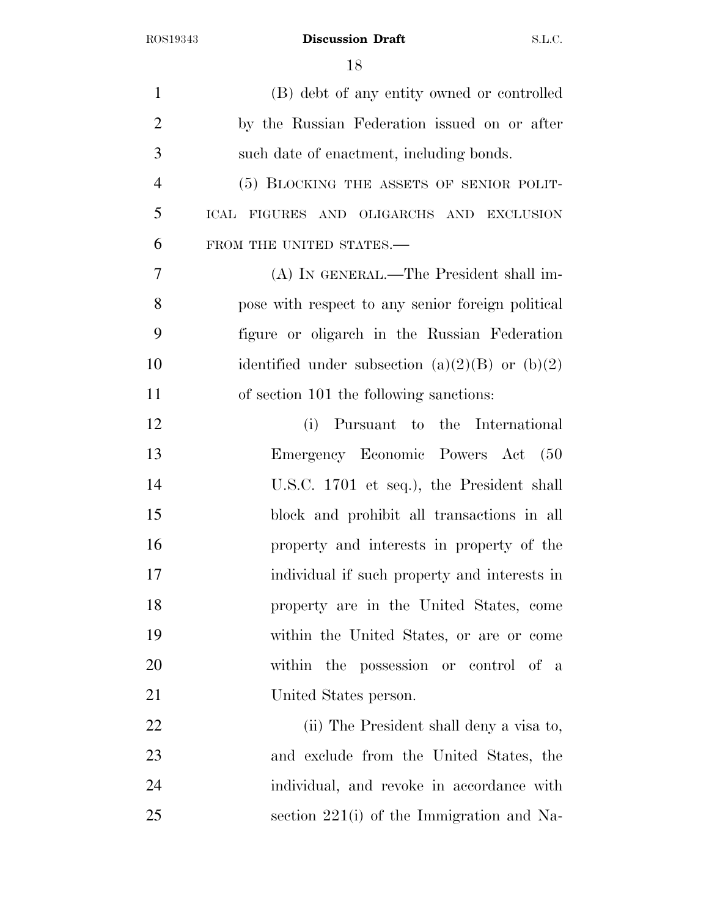(B) debt of any entity owned or controlled by the Russian Federation issued on or after such date of enactment, including bonds.

(5) BLOCKING THE ASSETS OF SENIOR POLITICAL FIGURES AND OLIGARCHS AND EXCLUSION FROM THE UNITED STATES.—

(A) IN GENERAL.—The President shall impose with respect to any senior foreign political figure or oligarch in the Russian Federation identified under subsection (a)(2)(B) or (b)(2) of section 101 the following sanctions:

(i) Pursuant to the International Emergency Economic Powers Act (50 U.S.C. 1701 et seq.), the President shall block and prohibit all transactions in all property and interests in property of the individual if such property and interests in property are in the United States, come within the United States, or are or come within the possession or control of a United States person.

(ii) The President shall deny a visa to, and exclude from the United States, the individual, and revoke in accordance with section 221(i) of the Immigration and Na-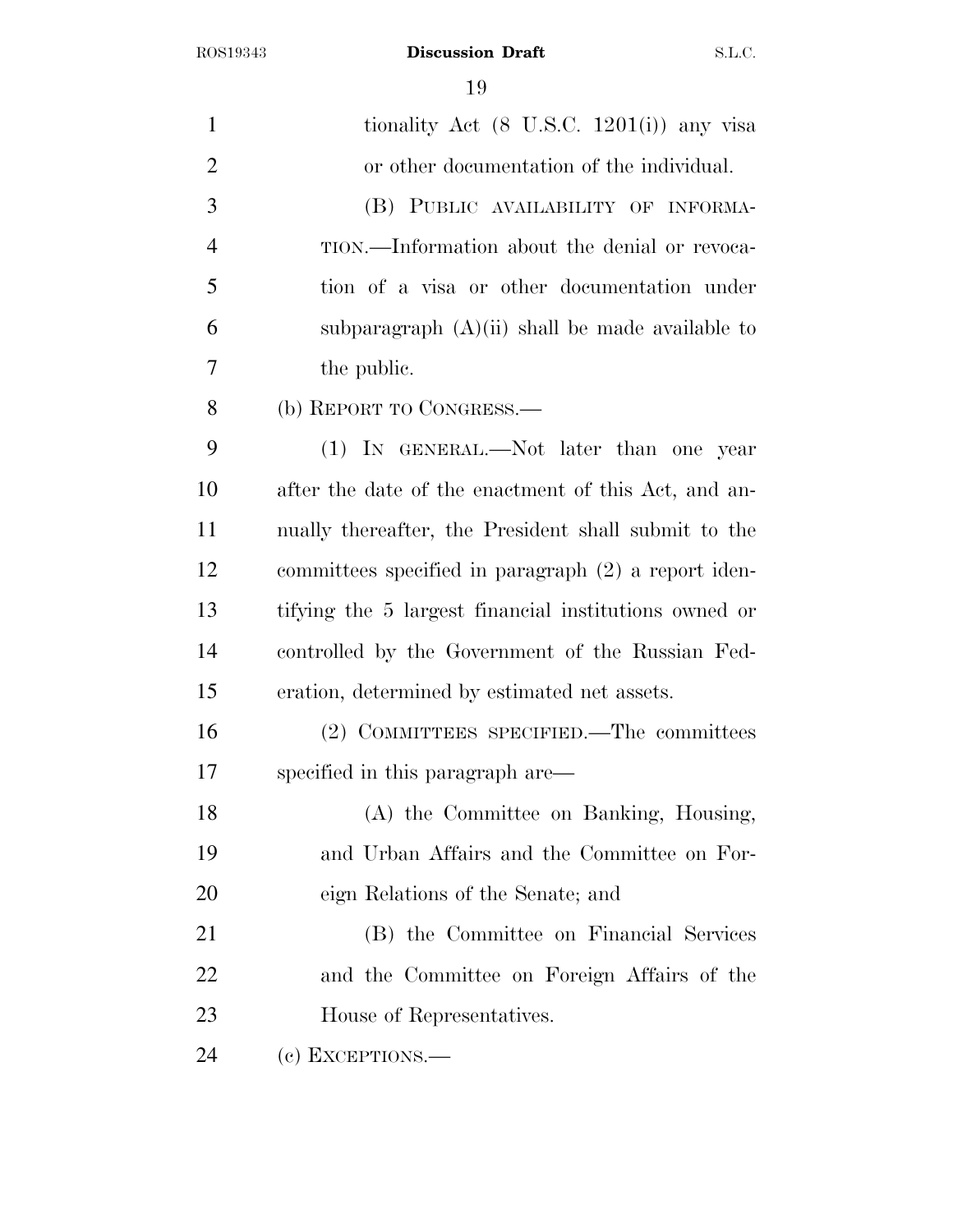tionality Act (8 U.S.C. 1201(i)) any visa or other documentation of the individual.

(B) PUBLIC AVAILABILITY OF INFORMATION.—Information about the denial or revocation of a visa or other documentation under subparagraph (A)(ii) shall be made available to the public.

(b) REPORT TO CONGRESS.—

(1) IN GENERAL.—Not later than one year after the date of the enactment of this Act, and annually thereafter, the President shall submit to the committees specified in paragraph (2) a report identifying the 5 largest financial institutions owned or controlled by the Government of the Russian Federation, determined by estimated net assets.

(2) COMMITTEES SPECIFIED.—The committees specified in this paragraph are—

(A) the Committee on Banking, Housing, and Urban Affairs and the Committee on Foreign Relations of the Senate; and

(B) the Committee on Financial Services and the Committee on Foreign Affairs of the House of Representatives.

(c) EXCEPTIONS.—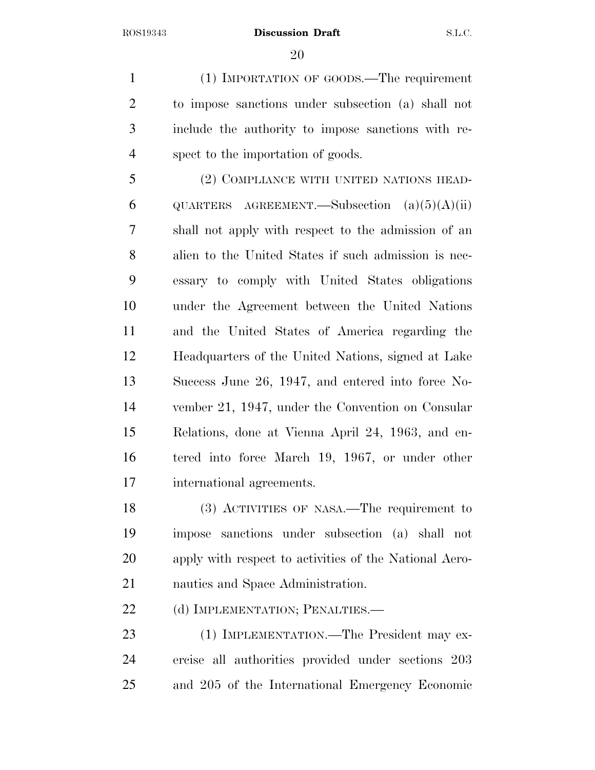(1) IMPORTATION OF GOODS.—The requirement to impose sanctions under subsection (a) shall not include the authority to impose sanctions with respect to the importation of goods.

(2) COMPLIANCE WITH UNITED NATIONS HEADQUARTERS AGREEMENT.—Subsection (a)(5)(A)(ii) shall not apply with respect to the admission of an alien to the United States if such admission is necessary to comply with United States obligations under the Agreement between the United Nations and the United States of America regarding the Headquarters of the United Nations, signed at Lake Success June 26, 1947, and entered into force November 21, 1947, under the Convention on Consular Relations, done at Vienna April 24, 1963, and entered into force March 19, 1967, or under other international agreements.

(3) ACTIVITIES OF NASA.—The requirement to impose sanctions under subsection (a) shall not apply with respect to activities of the National Aeronautics and Space Administration.

(d) IMPLEMENTATION; PENALTIES.—

(1) IMPLEMENTATION.—The President may exercise all authorities provided under sections 203 and 205 of the International Emergency Economic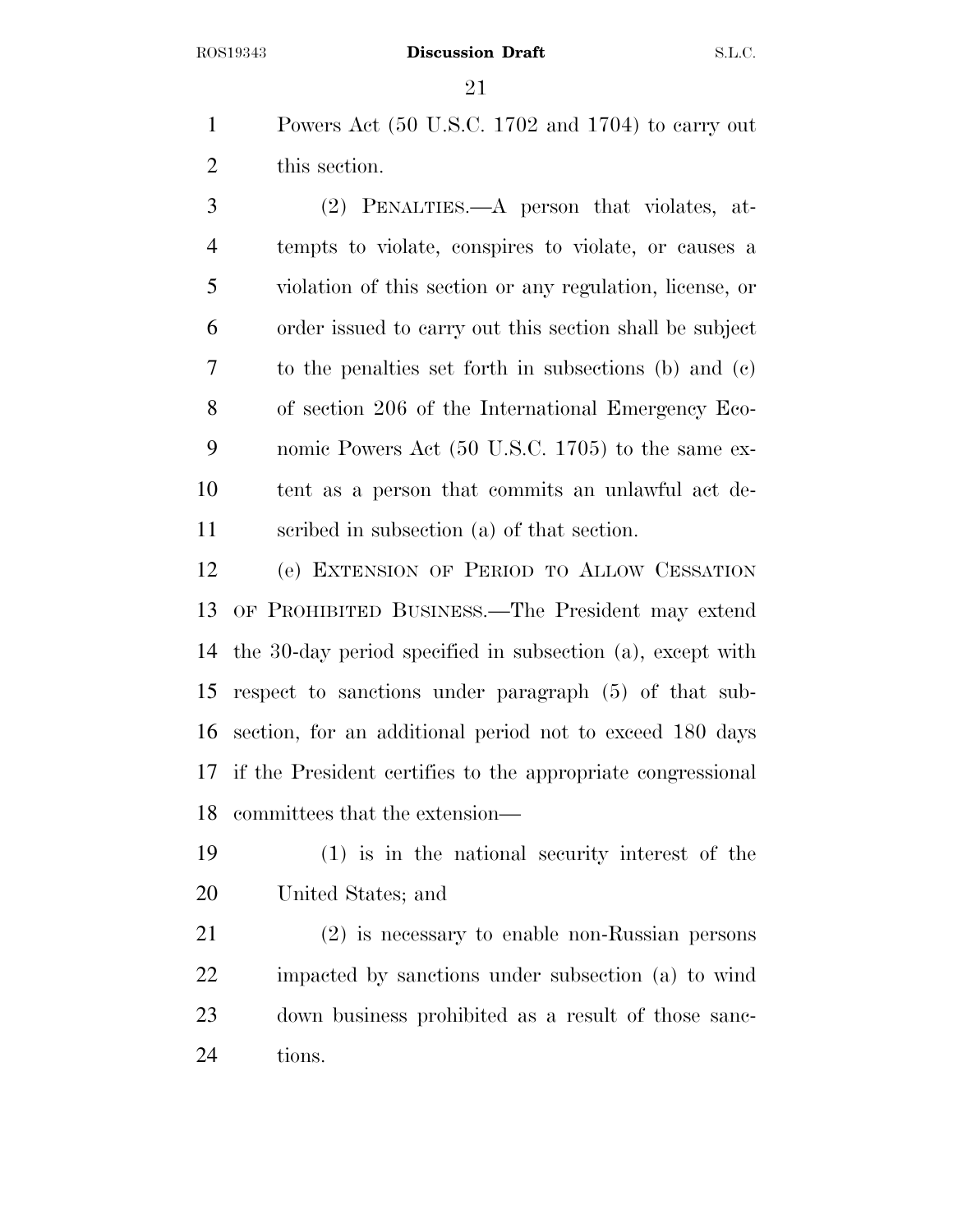Powers Act (50 U.S.C. 1702 and 1704) to carry out this section.

(2) PENALTIES.—A person that violates, attempts to violate, conspires to violate, or causes a violation of this section or any regulation, license, or order issued to carry out this section shall be subject to the penalties set forth in subsections (b) and (c) of section 206 of the International Emergency Economic Powers Act (50 U.S.C. 1705) to the same extent as a person that commits an unlawful act described in subsection (a) of that section.

(e) EXTENSION OF PERIOD TO ALLOW CESSATION OF PROHIBITED BUSINESS.—The President may extend the 30-day period specified in subsection (a), except with respect to sanctions under paragraph (5) of that subsection, for an additional period not to exceed 180 days if the President certifies to the appropriate congressional committees that the extension—

(1) is in the national security interest of the United States; and

(2) is necessary to enable non-Russian persons impacted by sanctions under subsection (a) to wind down business prohibited as a result of those sanctions.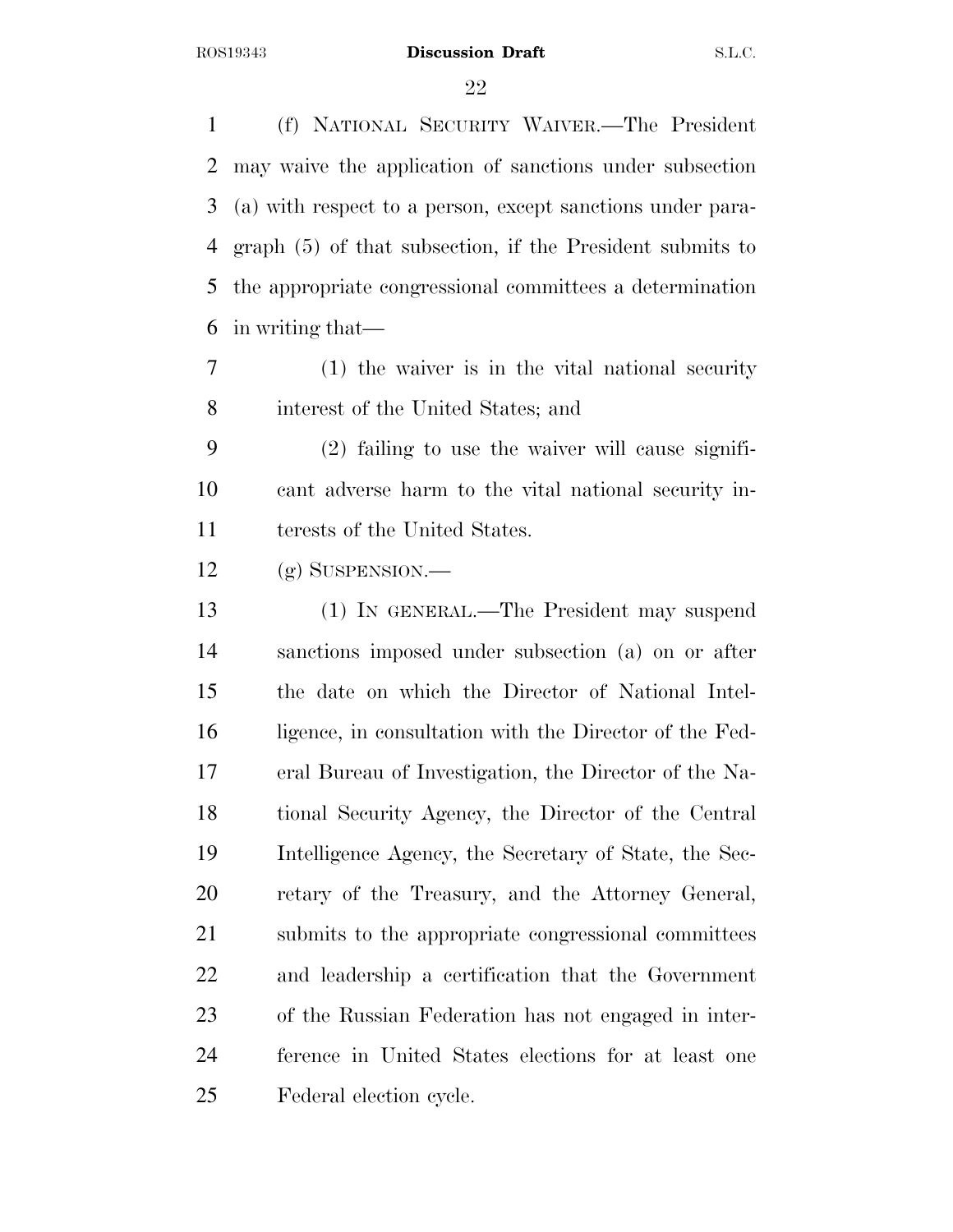(f) NATIONAL SECURITY WAIVER.—The President may waive the application of sanctions under subsection (a) with respect to a person, except sanctions under paragraph (5) of that subsection, if the President submits to the appropriate congressional committees a determination in writing that—

(1) the waiver is in the vital national security interest of the United States; and

(2) failing to use the waiver will cause significant adverse harm to the vital national security interests of the United States.

(g) SUSPENSION.—

(1) IN GENERAL.—The President may suspend sanctions imposed under subsection (a) on or after the date on which the Director of National Intelligence, in consultation with the Director of the Federal Bureau of Investigation, the Director of the National Security Agency, the Director of the Central Intelligence Agency, the Secretary of State, the Secretary of the Treasury, and the Attorney General, submits to the appropriate congressional committees and leadership a certification that the Government of the Russian Federation has not engaged in interference in United States elections for at least one Federal election cycle.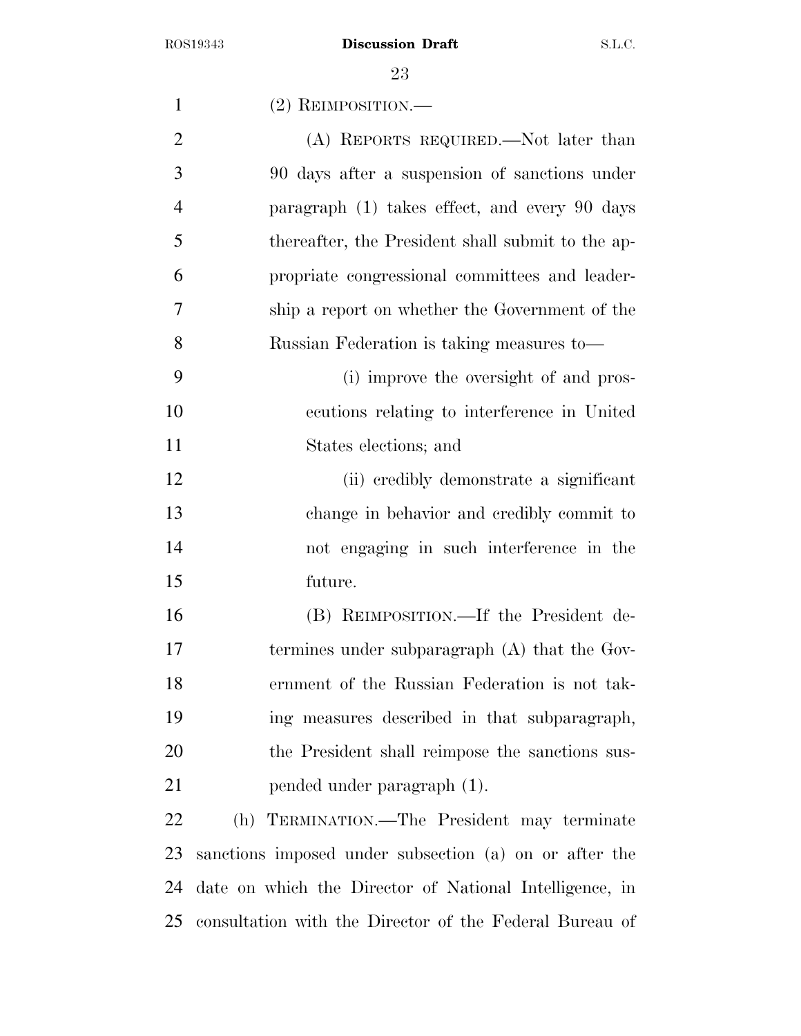(2) REIMPOSITION.—

(A) REPORTS REQUIRED.—Not later than 90 days after a suspension of sanctions under paragraph (1) takes effect, and every 90 days thereafter, the President shall submit to the appropriate congressional committees and leadership a report on whether the Government of the Russian Federation is taking measures to—

(i) improve the oversight of and prosecutions relating to interference in United States elections; and

(ii) credibly demonstrate a significant change in behavior and credibly commit to not engaging in such interference in the future.

(B) REIMPOSITION.—If the President determines under subparagraph (A) that the Government of the Russian Federation is not taking measures described in that subparagraph, the President shall reimpose the sanctions suspended under paragraph (1).

(h) TERMINATION.—The President may terminate sanctions imposed under subsection (a) on or after the date on which the Director of National Intelligence, in consultation with the Director of the Federal Bureau of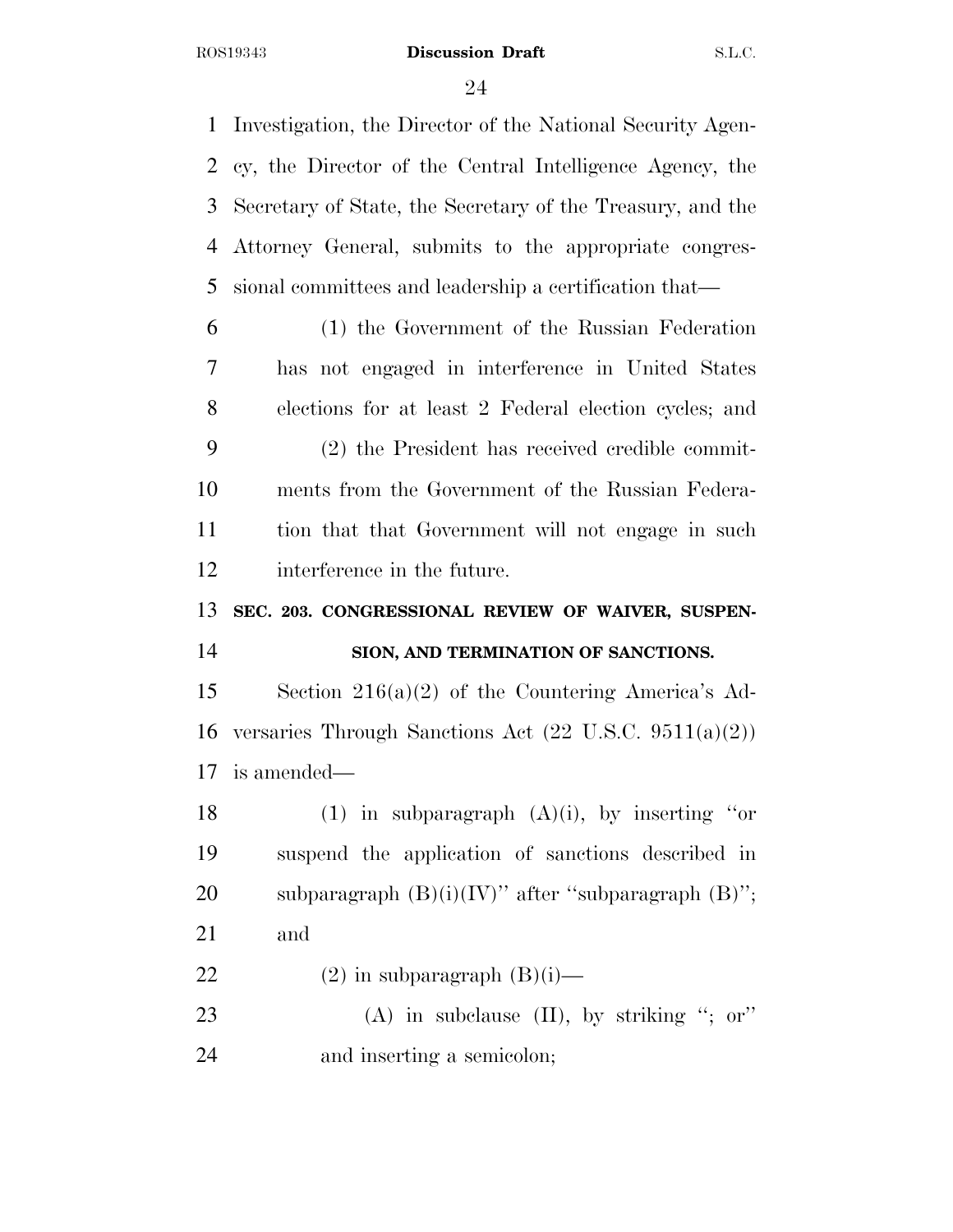Investigation, the Director of the National Security Agency, the Director of the Central Intelligence Agency, the Secretary of State, the Secretary of the Treasury, and the Attorney General, submits to the appropriate congressional committees and leadership a certification that—

(1) the Government of the Russian Federation has not engaged in interference in United States elections for at least 2 Federal election cycles; and

(2) the President has received credible commitments from the Government of the Russian Federation that that Government will not engage in such interference in the future.

**SEC. 203. CONGRESSIONAL REVIEW OF WAIVER, SUSPENSION, AND TERMINATION OF SANCTIONS.**

Section 216(a)(2) of the Countering America's Adversaries Through Sanctions Act (22 U.S.C. 9511(a)(2)) is amended—

(1) in subparagraph (A)(i), by inserting "or suspend the application of sanctions described in subparagraph (B)(i)(IV)" after "subparagraph (B)"; and

(2) in subparagraph (B)(i)—

(A) in subclause (II), by striking "; or" and inserting a semicolon;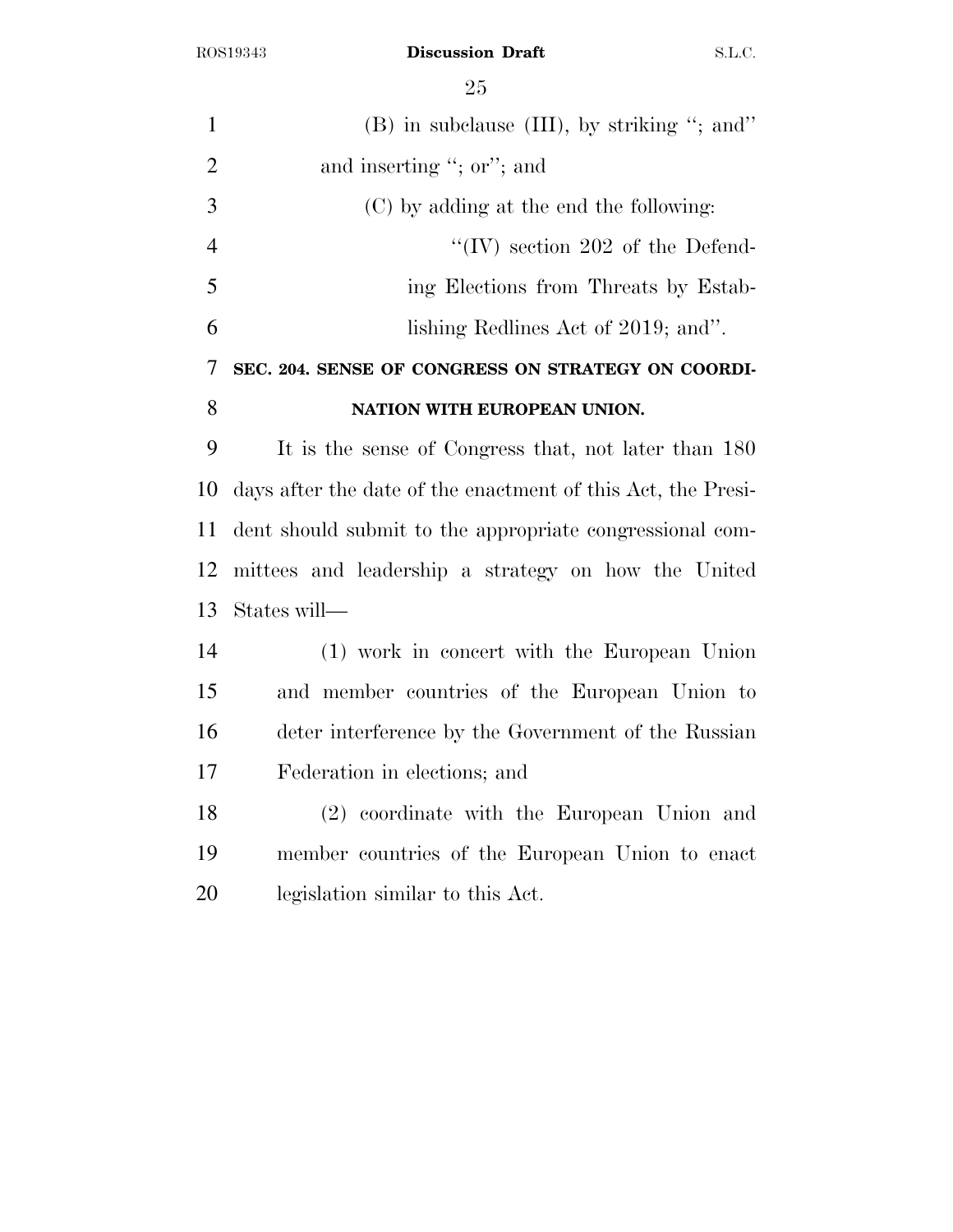(B) in subclause (III), by striking "; and" and inserting "; or"; and

(C) by adding at the end the following:

"(IV) section 202 of the Defending Elections from Threats by Establishing Redlines Act of 2019; and".

**SEC. 204. SENSE OF CONGRESS ON STRATEGY ON COORDINATION WITH EUROPEAN UNION.**

It is the sense of Congress that, not later than 180 days after the date of the enactment of this Act, the President should submit to the appropriate congressional committees and leadership a strategy on how the United States will—

(1) work in concert with the European Union and member countries of the European Union to deter interference by the Government of the Russian Federation in elections; and

(2) coordinate with the European Union and member countries of the European Union to enact legislation similar to this Act.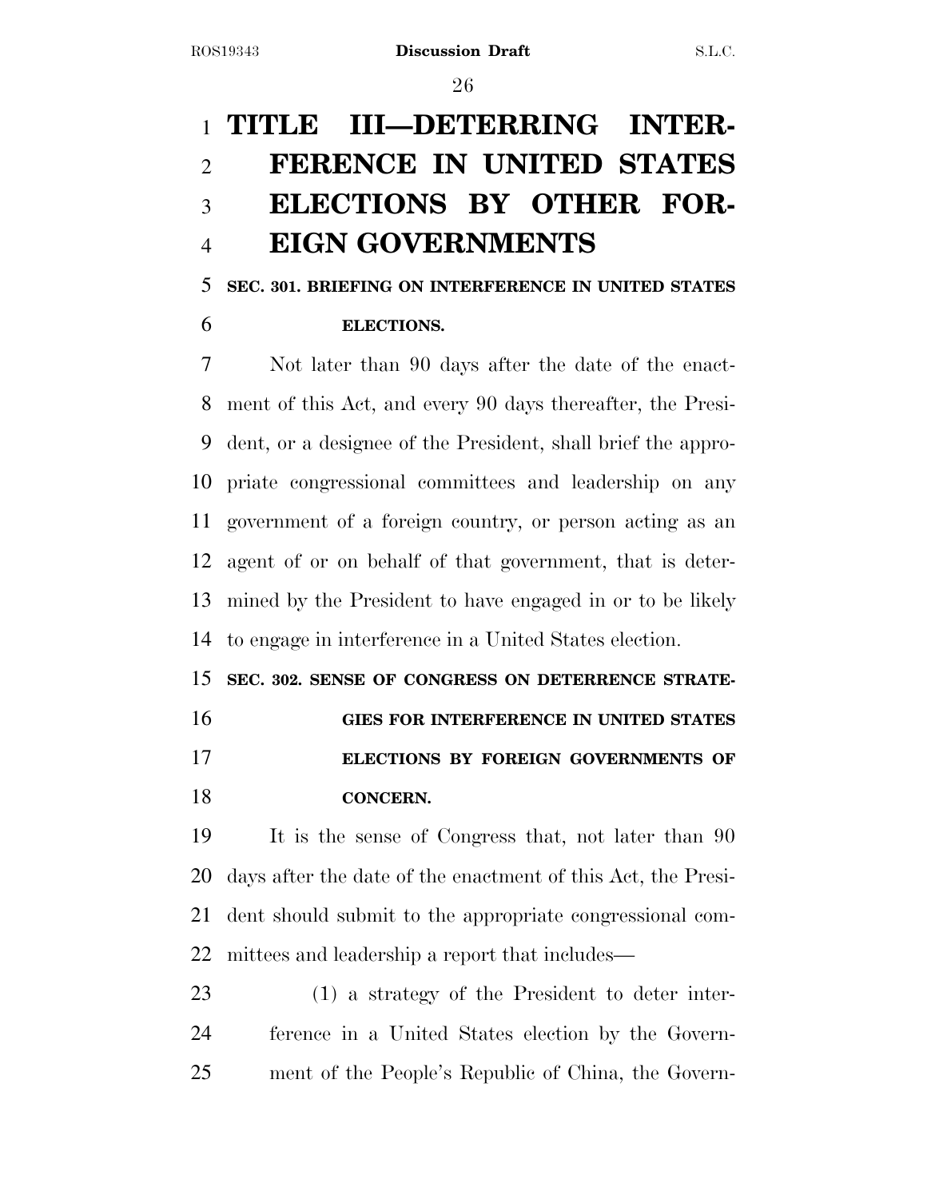# TITLE III—DETERRING INTERFERENCE IN UNITED STATES ELECTIONS BY OTHER FOREIGN GOVERNMENTS

### SEC. 301. BRIEFING ON INTERFERENCE IN UNITED STATES ELECTIONS.

Not later than 90 days after the date of the enactment of this Act, and every 90 days thereafter, the President, or a designee of the President, shall brief the appropriate congressional committees and leadership on any government of a foreign country, or person acting as an agent of or on behalf of that government, that is determined by the President to have engaged in or to be likely to engage in interference in a United States election.

### SEC. 302. SENSE OF CONGRESS ON DETERRENCE STRATEGIES FOR INTERFERENCE IN UNITED STATES ELECTIONS BY FOREIGN GOVERNMENTS OF CONCERN.

It is the sense of Congress that, not later than 90 days after the date of the enactment of this Act, the President should submit to the appropriate congressional committees and leadership a report that includes—

(1) a strategy of the President to deter interference in a United States election by the Government of the People's Republic of China, the Govern-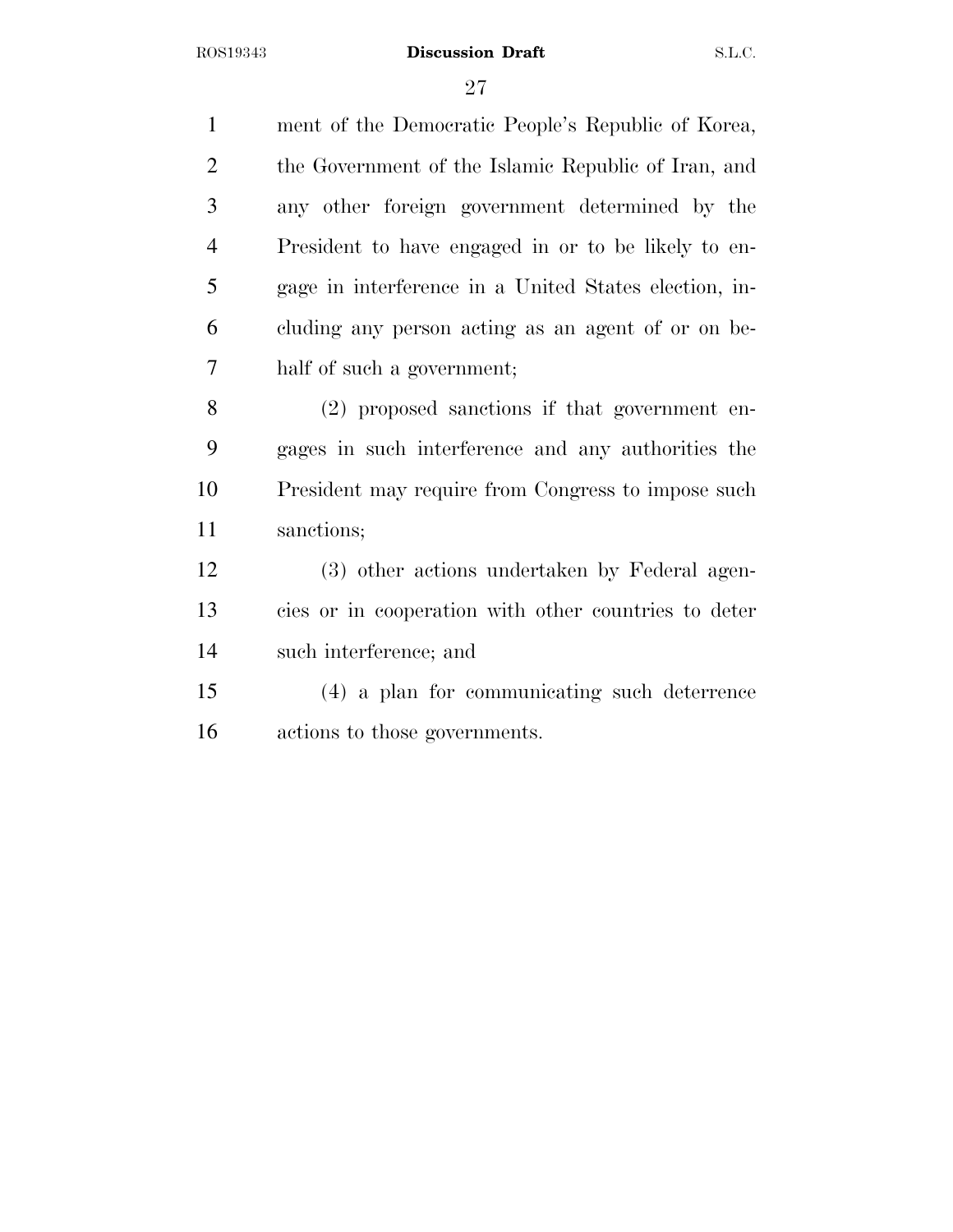ment of the Democratic People's Republic of Korea, the Government of the Islamic Republic of Iran, and any other foreign government determined by the President to have engaged in or to be likely to engage in interference in a United States election, including any person acting as an agent of or on behalf of such a government;

(2) proposed sanctions if that government engages in such interference and any authorities the President may require from Congress to impose such sanctions;

(3) other actions undertaken by Federal agencies or in cooperation with other countries to deter such interference; and

(4) a plan for communicating such deterrence actions to those governments.